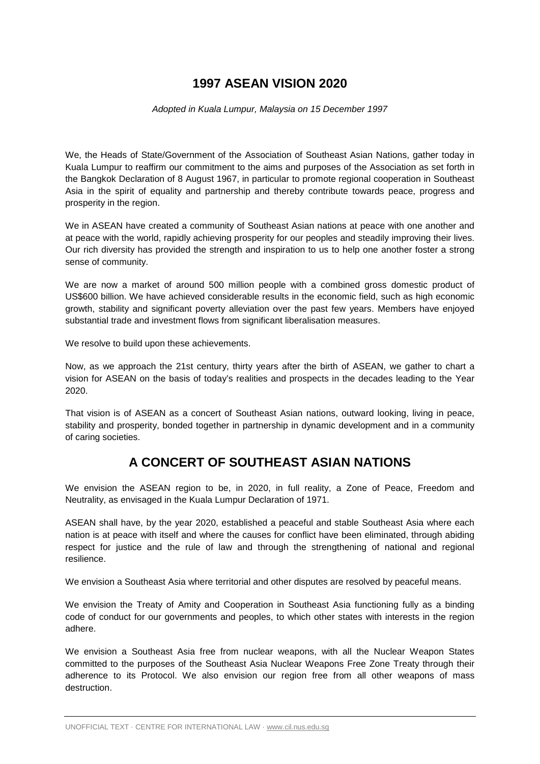# 1997 ASEAN VISION 2020

*Adopted in Kuala Lumpur, Malaysia on 15 December 1997*

We, the Heads of State/Government of the Association of Southeast Asian Nations, gather today in Kuala Lumpur to reaffirm our commitment to the aims and purposes of the Association as set forth in the Bangkok Declaration of 8 August 1967, in particular to promote regional cooperation in Southeast Asia in the spirit of equality and partnership and thereby contribute towards peace, progress and prosperity in the region.

We in ASEAN have created a community of Southeast Asian nations at peace with one another and at peace with the world, rapidly achieving prosperity for our peoples and steadily improving their lives. Our rich diversity has provided the strength and inspiration to us to help one another foster a strong sense of community.

We are now a market of around 500 million people with a combined gross domestic product of US$600 billion. We have achieved considerable results in the economic field, such as high economic growth, stability and significant poverty alleviation over the past few years. Members have enjoyed substantial trade and investment flows from significant liberalisation measures.

We resolve to build upon these achievements.

Now, as we approach the 21st century, thirty years after the birth of ASEAN, we gather to chart a vision for ASEAN on the basis of today's realities and prospects in the decades leading to the Year 2020.

That vision is of ASEAN as a concert of Southeast Asian nations, outward looking, living in peace, stability and prosperity, bonded together in partnership in dynamic development and in a community of caring societies.

## A CONCERT OF SOUTHEAST ASIAN NATIONS

We envision the ASEAN region to be, in 2020, in full reality, a Zone of Peace, Freedom and Neutrality, as envisaged in the Kuala Lumpur Declaration of 1971.

ASEAN shall have, by the year 2020, established a peaceful and stable Southeast Asia where each nation is at peace with itself and where the causes for conflict have been eliminated, through abiding respect for justice and the rule of law and through the strengthening of national and regional resilience.

We envision a Southeast Asia where territorial and other disputes are resolved by peaceful means.

We envision the Treaty of Amity and Cooperation in Southeast Asia functioning fully as a binding code of conduct for our governments and peoples, to which other states with interests in the region adhere.

We envision a Southeast Asia free from nuclear weapons, with all the Nuclear Weapon States committed to the purposes of the Southeast Asia Nuclear Weapons Free Zone Treaty through their adherence to its Protocol. We also envision our region free from all other weapons of mass destruction.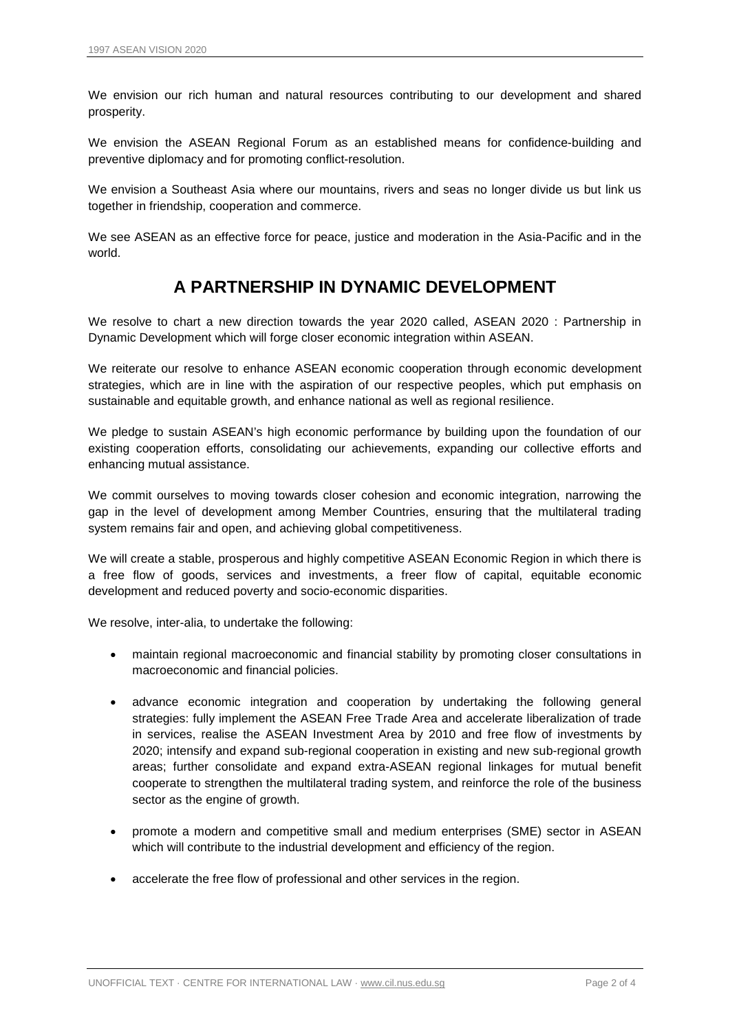We envision our rich human and natural resources contributing to our development and shared prosperity.

We envision the ASEAN Regional Forum as an established means for confidence-building and preventive diplomacy and for promoting conflict-resolution.

We envision a Southeast Asia where our mountains, rivers and seas no longer divide us but link us together in friendship, cooperation and commerce.

We see ASEAN as an effective force for peace, justice and moderation in the Asia-Pacific and in the world.

## A PARTNERSHIP IN DYNAMIC DEVELOPMENT

We resolve to chart a new direction towards the year 2020 called, ASEAN 2020 : Partnership in Dynamic Development which will forge closer economic integration within ASEAN.

We reiterate our resolve to enhance ASEAN economic cooperation through economic development strategies, which are in line with the aspiration of our respective peoples, which put emphasis on sustainable and equitable growth, and enhance national as well as regional resilience.

We pledge to sustain ASEAN's high economic performance by building upon the foundation of our existing cooperation efforts, consolidating our achievements, expanding our collective efforts and enhancing mutual assistance.

We commit ourselves to moving towards closer cohesion and economic integration, narrowing the gap in the level of development among Member Countries, ensuring that the multilateral trading system remains fair and open, and achieving global competitiveness.

We will create a stable, prosperous and highly competitive ASEAN Economic Region in which there is a free flow of goods, services and investments, a freer flow of capital, equitable economic development and reduced poverty and socio-economic disparities.

We resolve, inter-alia, to undertake the following:

- maintain regional macroeconomic and financial stability by promoting closer consultations in macroeconomic and financial policies.
- advance economic integration and cooperation by undertaking the following general strategies: fully implement the ASEAN Free Trade Area and accelerate liberalization of trade in services, realise the ASEAN Investment Area by 2010 and free flow of investments by 2020; intensify and expand sub-regional cooperation in existing and new sub-regional growth areas; further consolidate and expand extra-ASEAN regional linkages for mutual benefit cooperate to strengthen the multilateral trading system, and reinforce the role of the business sector as the engine of growth.
- promote a modern and competitive small and medium enterprises (SME) sector in ASEAN which will contribute to the industrial development and efficiency of the region.
- accelerate the free flow of professional and other services in the region.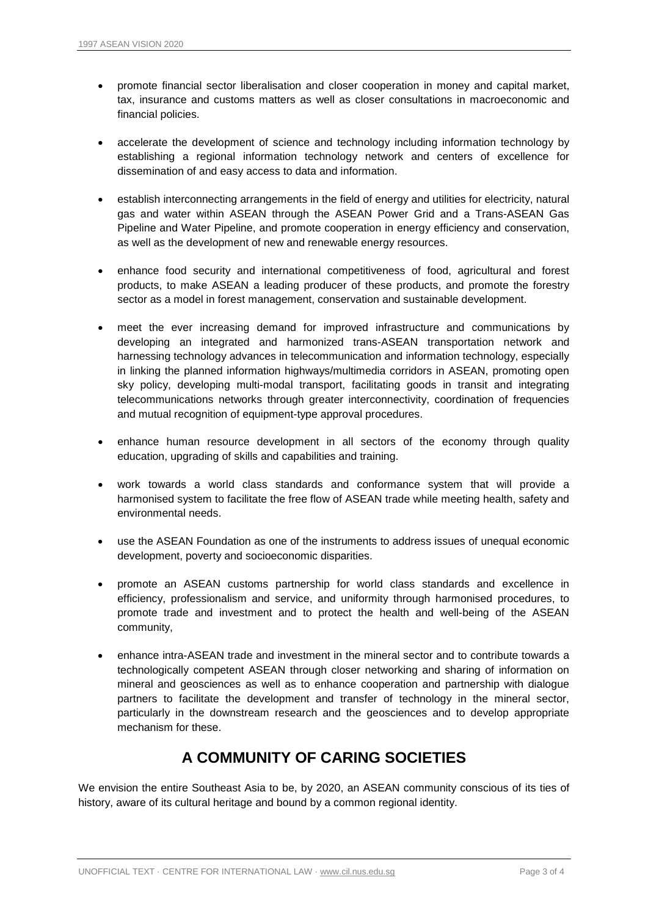- promote financial sector liberalisation and closer cooperation in money and capital market, tax, insurance and customs matters as well as closer consultations in macroeconomic and financial policies.

- accelerate the development of science and technology including information technology by establishing a regional information technology network and centers of excellence for dissemination of and easy access to data and information.

- establish interconnecting arrangements in the field of energy and utilities for electricity, natural gas and water within ASEAN through the ASEAN Power Grid and a Trans-ASEAN Gas Pipeline and Water Pipeline, and promote cooperation in energy efficiency and conservation, as well as the development of new and renewable energy resources.

- enhance food security and international competitiveness of food, agricultural and forest products, to make ASEAN a leading producer of these products, and promote the forestry sector as a model in forest management, conservation and sustainable development.

- meet the ever increasing demand for improved infrastructure and communications by developing an integrated and harmonized trans-ASEAN transportation network and harnessing technology advances in telecommunication and information technology, especially in linking the planned information highways/multimedia corridors in ASEAN, promoting open sky policy, developing multi-modal transport, facilitating goods in transit and integrating telecommunications networks through greater interconnectivity, coordination of frequencies and mutual recognition of equipment-type approval procedures.

- enhance human resource development in all sectors of the economy through quality education, upgrading of skills and capabilities and training.

- work towards a world class standards and conformance system that will provide a harmonised system to facilitate the free flow of ASEAN trade while meeting health, safety and environmental needs.

- use the ASEAN Foundation as one of the instruments to address issues of unequal economic development, poverty and socioeconomic disparities.

- promote an ASEAN customs partnership for world class standards and excellence in efficiency, professionalism and service, and uniformity through harmonised procedures, to promote trade and investment and to protect the health and well-being of the ASEAN community,

- enhance intra-ASEAN trade and investment in the mineral sector and to contribute towards a technologically competent ASEAN through closer networking and sharing of information on mineral and geosciences as well as to enhance cooperation and partnership with dialogue partners to facilitate the development and transfer of technology in the mineral sector, particularly in the downstream research and the geosciences and to develop appropriate mechanism for these.

## A COMMUNITY OF CARING SOCIETIES

We envision the entire Southeast Asia to be, by 2020, an ASEAN community conscious of its ties of history, aware of its cultural heritage and bound by a common regional identity.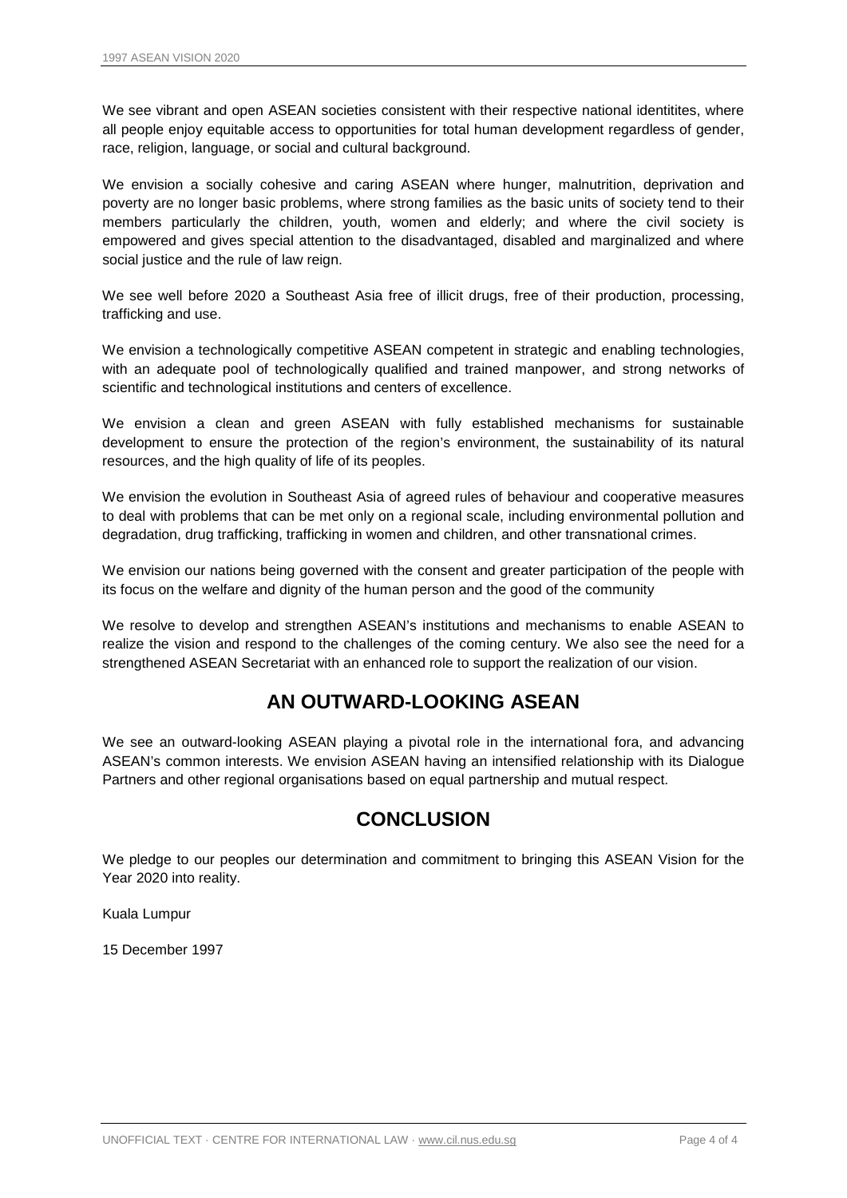We see vibrant and open ASEAN societies consistent with their respective national identitites, where all people enjoy equitable access to opportunities for total human development regardless of gender, race, religion, language, or social and cultural background.

We envision a socially cohesive and caring ASEAN where hunger, malnutrition, deprivation and poverty are no longer basic problems, where strong families as the basic units of society tend to their members particularly the children, youth, women and elderly; and where the civil society is empowered and gives special attention to the disadvantaged, disabled and marginalized and where social justice and the rule of law reign.

We see well before 2020 a Southeast Asia free of illicit drugs, free of their production, processing, trafficking and use.

We envision a technologically competitive ASEAN competent in strategic and enabling technologies, with an adequate pool of technologically qualified and trained manpower, and strong networks of scientific and technological institutions and centers of excellence.

We envision a clean and green ASEAN with fully established mechanisms for sustainable development to ensure the protection of the region's environment, the sustainability of its natural resources, and the high quality of life of its peoples.

We envision the evolution in Southeast Asia of agreed rules of behaviour and cooperative measures to deal with problems that can be met only on a regional scale, including environmental pollution and degradation, drug trafficking, trafficking in women and children, and other transnational crimes.

We envision our nations being governed with the consent and greater participation of the people with its focus on the welfare and dignity of the human person and the good of the community

We resolve to develop and strengthen ASEAN's institutions and mechanisms to enable ASEAN to realize the vision and respond to the challenges of the coming century. We also see the need for a strengthened ASEAN Secretariat with an enhanced role to support the realization of our vision.

## AN OUTWARD-LOOKING ASEAN

We see an outward-looking ASEAN playing a pivotal role in the international fora, and advancing ASEAN's common interests. We envision ASEAN having an intensified relationship with its Dialogue Partners and other regional organisations based on equal partnership and mutual respect.

## CONCLUSION

We pledge to our peoples our determination and commitment to bringing this ASEAN Vision for the Year 2020 into reality.

Kuala Lumpur

15 December 1997